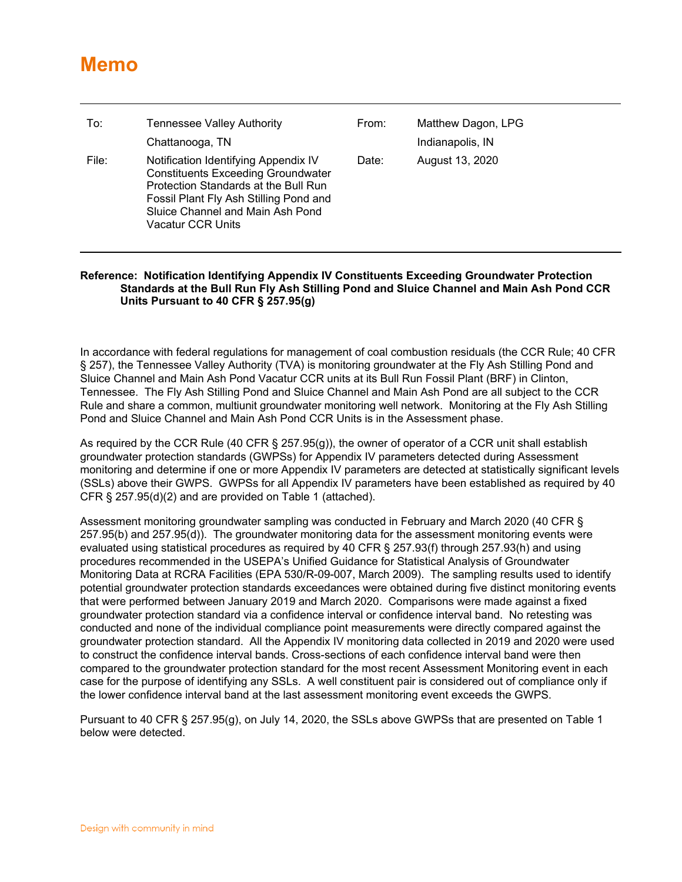# Memo

| | | | |
|---|---|---|---|
| To: | Tennessee Valley Authority<br>Chattanooga, TN | From: | Matthew Dagon, LPG<br>Indianapolis, IN |
| File: | Notification Identifying Appendix IV Constituents Exceeding Groundwater Protection Standards at the Bull Run Fossil Plant Fly Ash Stilling Pond and Sluice Channel and Main Ash Pond Vacatur CCR Units | Date: | August 13, 2020 |

**Reference: Notification Identifying Appendix IV Constituents Exceeding Groundwater Protection Standards at the Bull Run Fly Ash Stilling Pond and Sluice Channel and Main Ash Pond CCR Units Pursuant to 40 CFR § 257.95(g)**

In accordance with federal regulations for management of coal combustion residuals (the CCR Rule; 40 CFR § 257), the Tennessee Valley Authority (TVA) is monitoring groundwater at the Fly Ash Stilling Pond and Sluice Channel and Main Ash Pond Vacatur CCR units at its Bull Run Fossil Plant (BRF) in Clinton, Tennessee. The Fly Ash Stilling Pond and Sluice Channel and Main Ash Pond are all subject to the CCR Rule and share a common, multiunit groundwater monitoring well network. Monitoring at the Fly Ash Stilling Pond and Sluice Channel and Main Ash Pond CCR Units is in the Assessment phase.

As required by the CCR Rule (40 CFR § 257.95(g)), the owner of operator of a CCR unit shall establish groundwater protection standards (GWPSs) for Appendix IV parameters detected during Assessment monitoring and determine if one or more Appendix IV parameters are detected at statistically significant levels (SSLs) above their GWPS. GWPSs for all Appendix IV parameters have been established as required by 40 CFR § 257.95(d)(2) and are provided on Table 1 (attached).

Assessment monitoring groundwater sampling was conducted in February and March 2020 (40 CFR § 257.95(b) and 257.95(d)). The groundwater monitoring data for the assessment monitoring events were evaluated using statistical procedures as required by 40 CFR § 257.93(f) through 257.93(h) and using procedures recommended in the USEPA's Unified Guidance for Statistical Analysis of Groundwater Monitoring Data at RCRA Facilities (EPA 530/R-09-007, March 2009). The sampling results used to identify potential groundwater protection standards exceedances were obtained during five distinct monitoring events that were performed between January 2019 and March 2020. Comparisons were made against a fixed groundwater protection standard via a confidence interval or confidence interval band. No retesting was conducted and none of the individual compliance point measurements were directly compared against the groundwater protection standard. All the Appendix IV monitoring data collected in 2019 and 2020 were used to construct the confidence interval bands. Cross-sections of each confidence interval band were then compared to the groundwater protection standard for the most recent Assessment Monitoring event in each case for the purpose of identifying any SSLs. A well constituent pair is considered out of compliance only if the lower confidence interval band at the last assessment monitoring event exceeds the GWPS.

Pursuant to 40 CFR § 257.95(g), on July 14, 2020, the SSLs above GWPSs that are presented on Table 1 below were detected.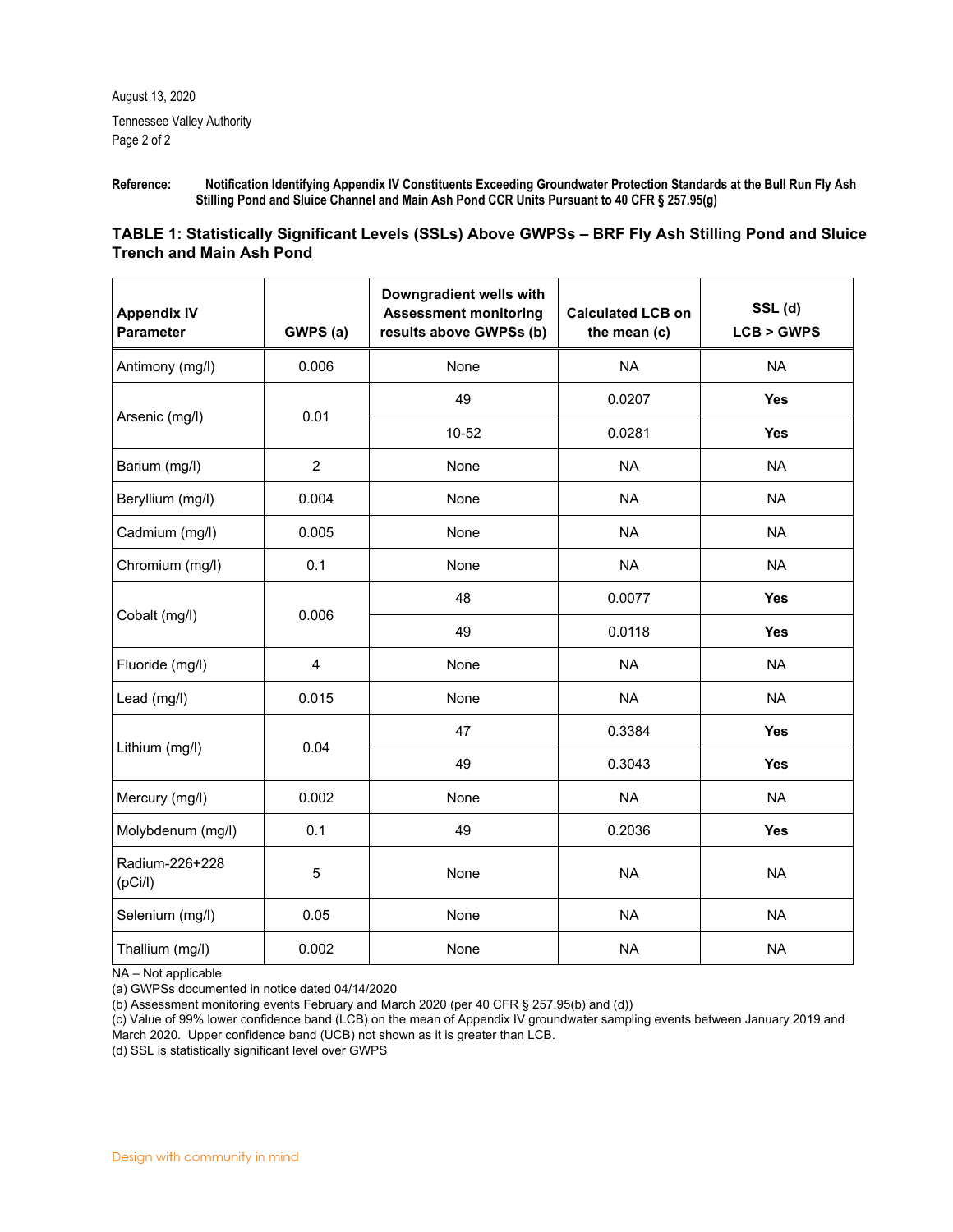August 13, 2020
Tennessee Valley Authority

**Reference: Notification Identifying Appendix IV Constituents Exceeding Groundwater Protection Standards at the Bull Run Fly Ash Stilling Pond and Sluice Channel and Main Ash Pond CCR Units Pursuant to 40 CFR § 257.95(g)**

### TABLE 1: Statistically Significant Levels (SSLs) Above GWPSs – BRF Fly Ash Stilling Pond and Sluice Trench and Main Ash Pond

| Appendix IV Parameter | GWPS (a) | Downgradient wells with Assessment monitoring results above GWPSs (b) | Calculated LCB on the mean (c) | SSL (d) LCB > GWPS |
|---|---|---|---|---|
| Antimony (mg/l) | 0.006 | None | NA | NA |
| Arsenic (mg/l) | 0.01 | 49 | 0.0207 | **Yes** |
| | | 10-52 | 0.0281 | **Yes** |
| Barium (mg/l) | 2 | None | NA | NA |
| Beryllium (mg/l) | 0.004 | None | NA | NA |
| Cadmium (mg/l) | 0.005 | None | NA | NA |
| Chromium (mg/l) | 0.1 | None | NA | NA |
| Cobalt (mg/l) | 0.006 | 48 | 0.0077 | **Yes** |
| | | 49 | 0.0118 | **Yes** |
| Fluoride (mg/l) | 4 | None | NA | NA |
| Lead (mg/l) | 0.015 | None | NA | NA |
| Lithium (mg/l) | 0.04 | 47 | 0.3384 | **Yes** |
| | | 49 | 0.3043 | **Yes** |
| Mercury (mg/l) | 0.002 | None | NA | NA |
| Molybdenum (mg/l) | 0.1 | 49 | 0.2036 | **Yes** |
| Radium-226+228 (pCi/l) | 5 | None | NA | NA |
| Selenium (mg/l) | 0.05 | None | NA | NA |
| Thallium (mg/l) | 0.002 | None | NA | NA |

NA – Not applicable
(a) GWPSs documented in notice dated 04/14/2020
(b) Assessment monitoring events February and March 2020 (per 40 CFR § 257.95(b) and (d))
(c) Value of 99% lower confidence band (LCB) on the mean of Appendix IV groundwater sampling events between January 2019 and March 2020. Upper confidence band (UCB) not shown as it is greater than LCB.
(d) SSL is statistically significant level over GWPS

Design with community in mind